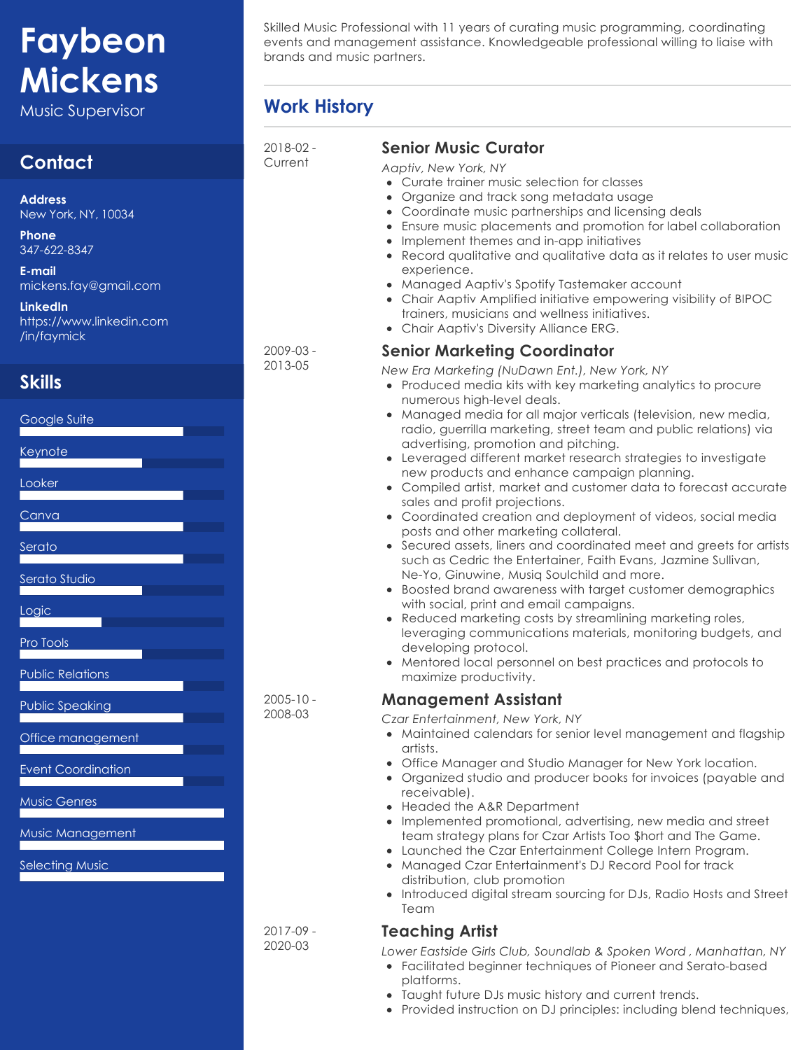# Faybeon Mickens

Music Supervisor

## Contact

**Address**
New York, NY, 10034

**Phone**
347-622-8347

**E-mail**
mickens.fay@gmail.com

**LinkedIn**
https://www.linkedin.com/in/faymick

## Skills

- Google Suite
- Keynote
- Looker
- Canva
- Serato
- Serato Studio
- Logic
- Pro Tools
- Public Relations
- Public Speaking
- Office management
- Event Coordination
- Music Genres
- Music Management
- Selecting Music

Skilled Music Professional with 11 years of curating music programming, coordinating events and management assistance. Knowledgeable professional willing to liaise with brands and music partners.

## Work History

### Senior Music Curator
2018-02 - Current

*Aaptiv, New York, NY*

- Curate trainer music selection for classes
- Organize and track song metadata usage
- Coordinate music partnerships and licensing deals
- Ensure music placements and promotion for label collaboration
- Implement themes and in-app initiatives
- Record qualitative and qualitative data as it relates to user music experience.
- Managed Aaptiv's Spotify Tastemaker account
- Chair Aaptiv Amplified initiative empowering visibility of BIPOC trainers, musicians and wellness initiatives.
- Chair Aaptiv's Diversity Alliance ERG.

### Senior Marketing Coordinator
2009-03 - 2013-05

*New Era Marketing (NuDawn Ent.), New York, NY*

- Produced media kits with key marketing analytics to procure numerous high-level deals.
- Managed media for all major verticals (television, new media, radio, guerrilla marketing, street team and public relations) via advertising, promotion and pitching.
- Leveraged different market research strategies to investigate new products and enhance campaign planning.
- Compiled artist, market and customer data to forecast accurate sales and profit projections.
- Coordinated creation and deployment of videos, social media posts and other marketing collateral.
- Secured assets, liners and coordinated meet and greets for artists such as Cedric the Entertainer, Faith Evans, Jazmine Sullivan, Ne-Yo, Ginuwine, Musiq Soulchild and more.
- Boosted brand awareness with target customer demographics with social, print and email campaigns.
- Reduced marketing costs by streamlining marketing roles, leveraging communications materials, monitoring budgets, and developing protocol.
- Mentored local personnel on best practices and protocols to maximize productivity.

### Management Assistant
2005-10 - 2008-03

*Czar Entertainment, New York, NY*

- Maintained calendars for senior level management and flagship artists.
- Office Manager and Studio Manager for New York location.
- Organized studio and producer books for invoices (payable and receivable).
- Headed the A&R Department
- Implemented promotional, advertising, new media and street team strategy plans for Czar Artists Too $hort and The Game.
- Launched the Czar Entertainment College Intern Program.
- Managed Czar Entertainment's DJ Record Pool for track distribution, club promotion
- Introduced digital stream sourcing for DJs, Radio Hosts and Street Team

### Teaching Artist
2017-09 - 2020-03

*Lower Eastside Girls Club, Soundlab & Spoken Word , Manhattan, NY*

- Facilitated beginner techniques of Pioneer and Serato-based platforms.
- Taught future DJs music history and current trends.
- Provided instruction on DJ principles: including blend techniques,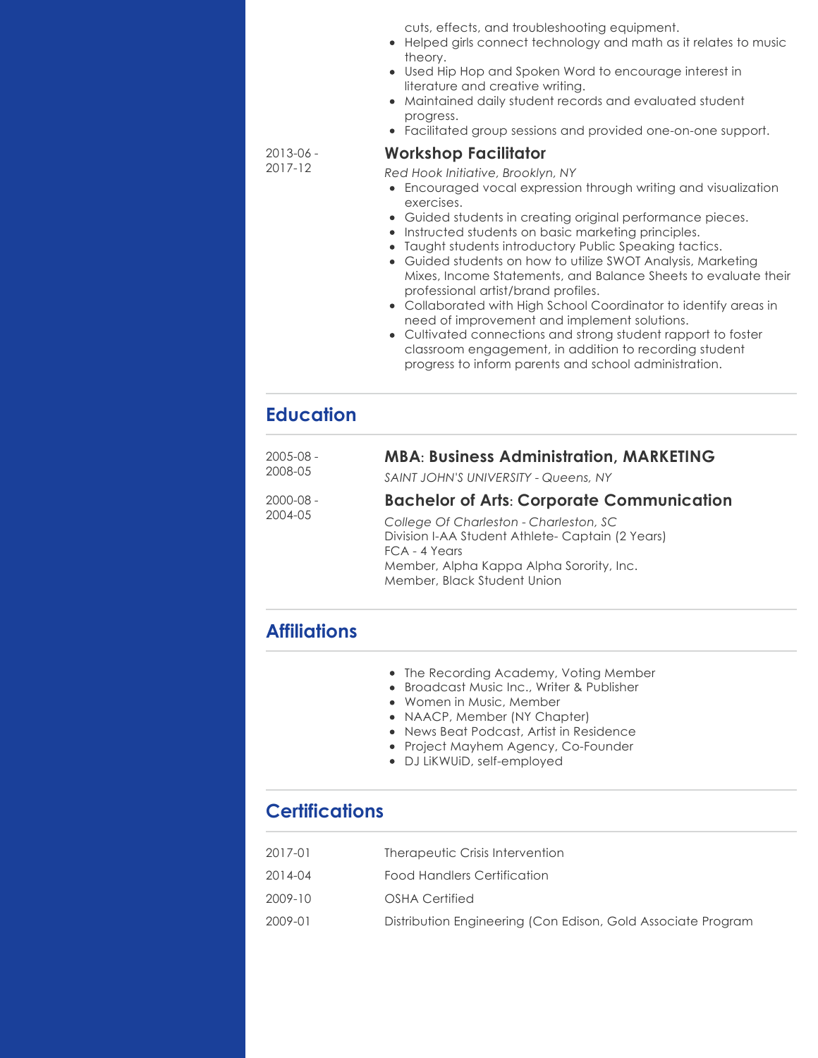cuts, effects, and troubleshooting equipment.
- Helped girls connect technology and math as it relates to music theory.
- Used Hip Hop and Spoken Word to encourage interest in literature and creative writing.
- Maintained daily student records and evaluated student progress.
- Facilitated group sessions and provided one-on-one support.

2013-06 - 2017-12

### Workshop Facilitator

*Red Hook Initiative, Brooklyn, NY*

- Encouraged vocal expression through writing and visualization exercises.
- Guided students in creating original performance pieces.
- Instructed students on basic marketing principles.
- Taught students introductory Public Speaking tactics.
- Guided students on how to utilize SWOT Analysis, Marketing Mixes, Income Statements, and Balance Sheets to evaluate their professional artist/brand profiles.
- Collaborated with High School Coordinator to identify areas in need of improvement and implement solutions.
- Cultivated connections and strong student rapport to foster classroom engagement, in addition to recording student progress to inform parents and school administration.

## Education

2005-08 - 2008-05

### MBA: Business Administration, MARKETING

*SAINT JOHN'S UNIVERSITY - Queens, NY*

2000-08 - 2004-05

### Bachelor of Arts: Corporate Communication

*College Of Charleston - Charleston, SC*
Division I-AA Student Athlete- Captain (2 Years)
FCA - 4 Years
Member, Alpha Kappa Alpha Sorority, Inc.
Member, Black Student Union

## Affiliations

- The Recording Academy, Voting Member
- Broadcast Music Inc., Writer & Publisher
- Women in Music, Member
- NAACP, Member (NY Chapter)
- News Beat Podcast, Artist in Residence
- Project Mayhem Agency, Co-Founder
- DJ LiKWUiD, self-employed

## Certifications

| | |
|---|---|
| 2017-01 | Therapeutic Crisis Intervention |
| 2014-04 | Food Handlers Certification |
| 2009-10 | OSHA Certified |
| 2009-01 | Distribution Engineering (Con Edison, Gold Associate Program |